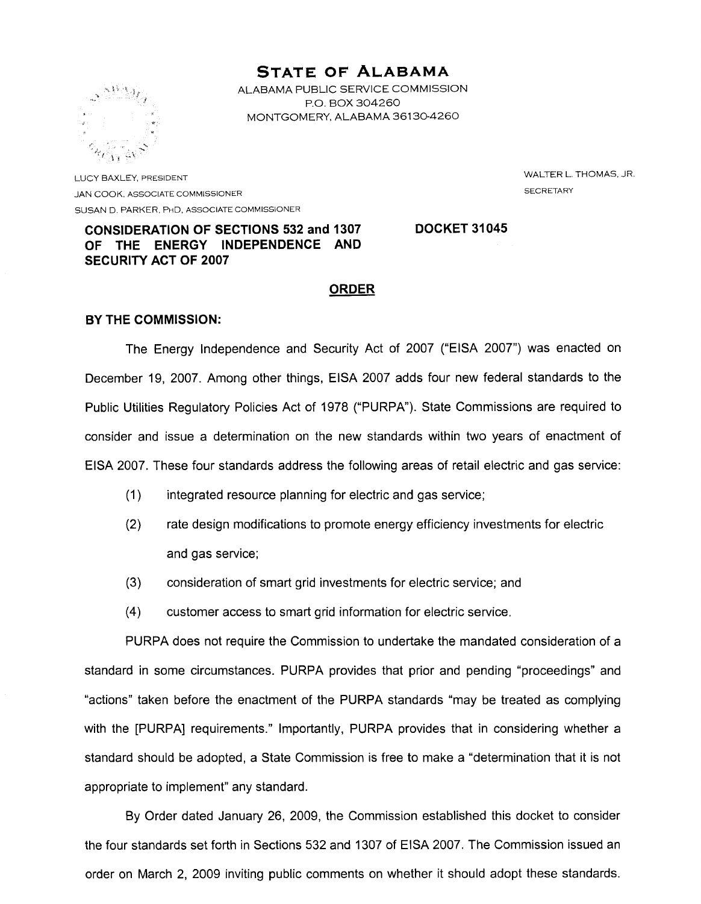# STATE OF ALABAMA

ALABAMA PUBLIC SERVICE COMMISSION
P.O. BOX 304260
MONTGOMERY, ALABAMA 36130-4260

LUCY BAXLEY, PRESIDENT
JAN COOK, ASSOCIATE COMMISSIONER
SUSAN D. PARKER, PHD, ASSOCIATE COMMISSIONER

WALTER L. THOMAS, JR.
SECRETARY

**CONSIDERATION OF SECTIONS 532 and 1307 OF THE ENERGY INDEPENDENCE AND SECURITY ACT OF 2007**

**DOCKET 31045**

## ORDER

**BY THE COMMISSION:**

The Energy Independence and Security Act of 2007 ("EISA 2007") was enacted on December 19, 2007. Among other things, EISA 2007 adds four new federal standards to the Public Utilities Regulatory Policies Act of 1978 ("PURPA"). State Commissions are required to consider and issue a determination on the new standards within two years of enactment of EISA 2007. These four standards address the following areas of retail electric and gas service:

(1) integrated resource planning for electric and gas service;

(2) rate design modifications to promote energy efficiency investments for electric and gas service;

(3) consideration of smart grid investments for electric service; and

(4) customer access to smart grid information for electric service.

PURPA does not require the Commission to undertake the mandated consideration of a standard in some circumstances. PURPA provides that prior and pending "proceedings" and "actions" taken before the enactment of the PURPA standards "may be treated as complying with the [PURPA] requirements." Importantly, PURPA provides that in considering whether a standard should be adopted, a State Commission is free to make a "determination that it is not appropriate to implement" any standard.

By Order dated January 26, 2009, the Commission established this docket to consider the four standards set forth in Sections 532 and 1307 of EISA 2007. The Commission issued an order on March 2, 2009 inviting public comments on whether it should adopt these standards.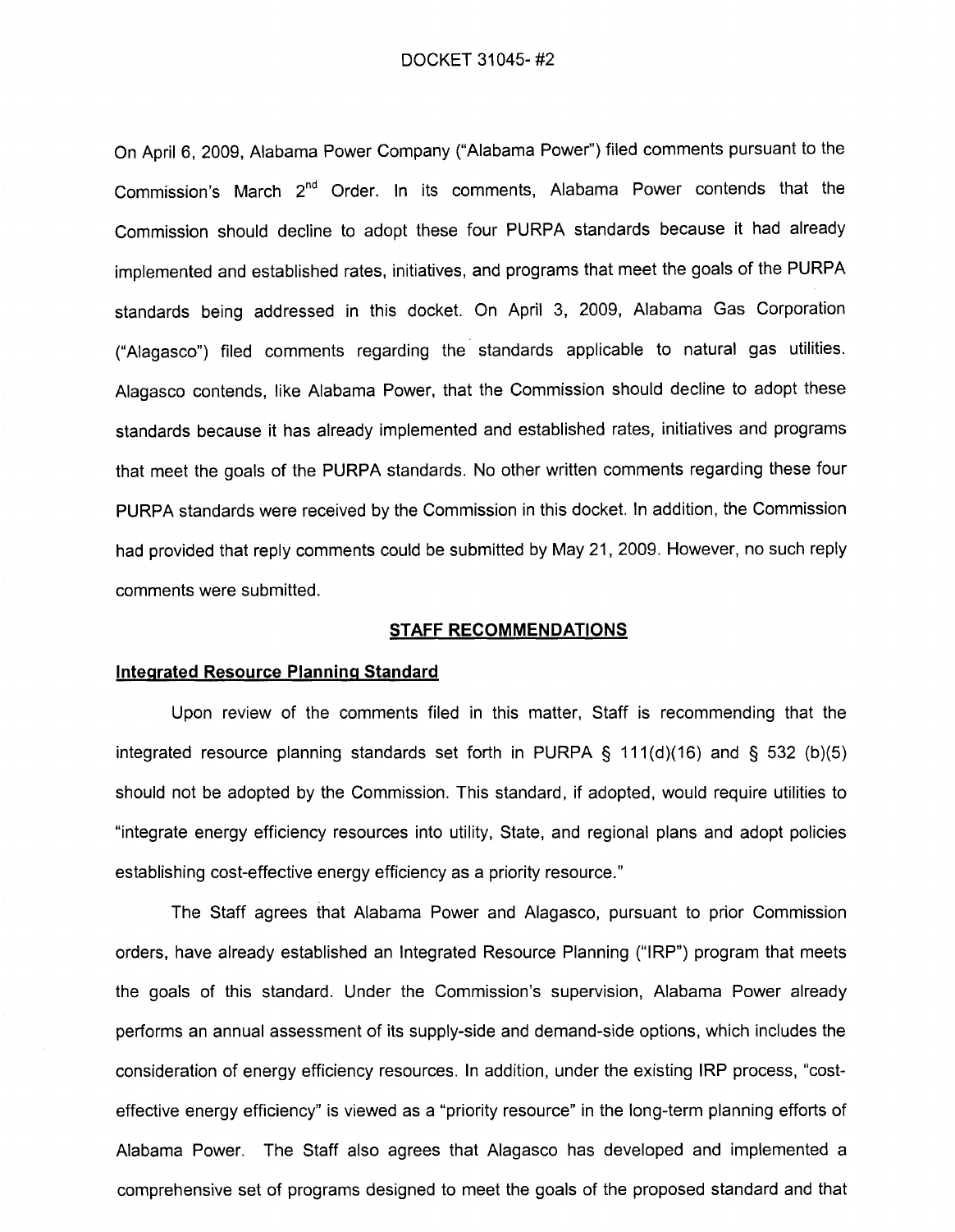On April 6, 2009, Alabama Power Company ("Alabama Power") filed comments pursuant to the Commission's March 2nd Order. In its comments, Alabama Power contends that the Commission should decline to adopt these four PURPA standards because it had already implemented and established rates, initiatives, and programs that meet the goals of the PURPA standards being addressed in this docket. On April 3, 2009, Alabama Gas Corporation ("Alagasco") filed comments regarding the standards applicable to natural gas utilities. Alagasco contends, like Alabama Power, that the Commission should decline to adopt these standards because it has already implemented and established rates, initiatives and programs that meet the goals of the PURPA standards. No other written comments regarding these four PURPA standards were received by the Commission in this docket. In addition, the Commission had provided that reply comments could be submitted by May 21, 2009. However, no such reply comments were submitted.

## STAFF RECOMMENDATIONS

### Integrated Resource Planning Standard

Upon review of the comments filed in this matter, Staff is recommending that the integrated resource planning standards set forth in PURPA § 111(d)(16) and § 532 (b)(5) should not be adopted by the Commission. This standard, if adopted, would require utilities to "integrate energy efficiency resources into utility, State, and regional plans and adopt policies establishing cost-effective energy efficiency as a priority resource."

The Staff agrees that Alabama Power and Alagasco, pursuant to prior Commission orders, have already established an Integrated Resource Planning ("IRP") program that meets the goals of this standard. Under the Commission's supervision, Alabama Power already performs an annual assessment of its supply-side and demand-side options, which includes the consideration of energy efficiency resources. In addition, under the existing IRP process, "cost-effective energy efficiency" is viewed as a "priority resource" in the long-term planning efforts of Alabama Power. The Staff also agrees that Alagasco has developed and implemented a comprehensive set of programs designed to meet the goals of the proposed standard and that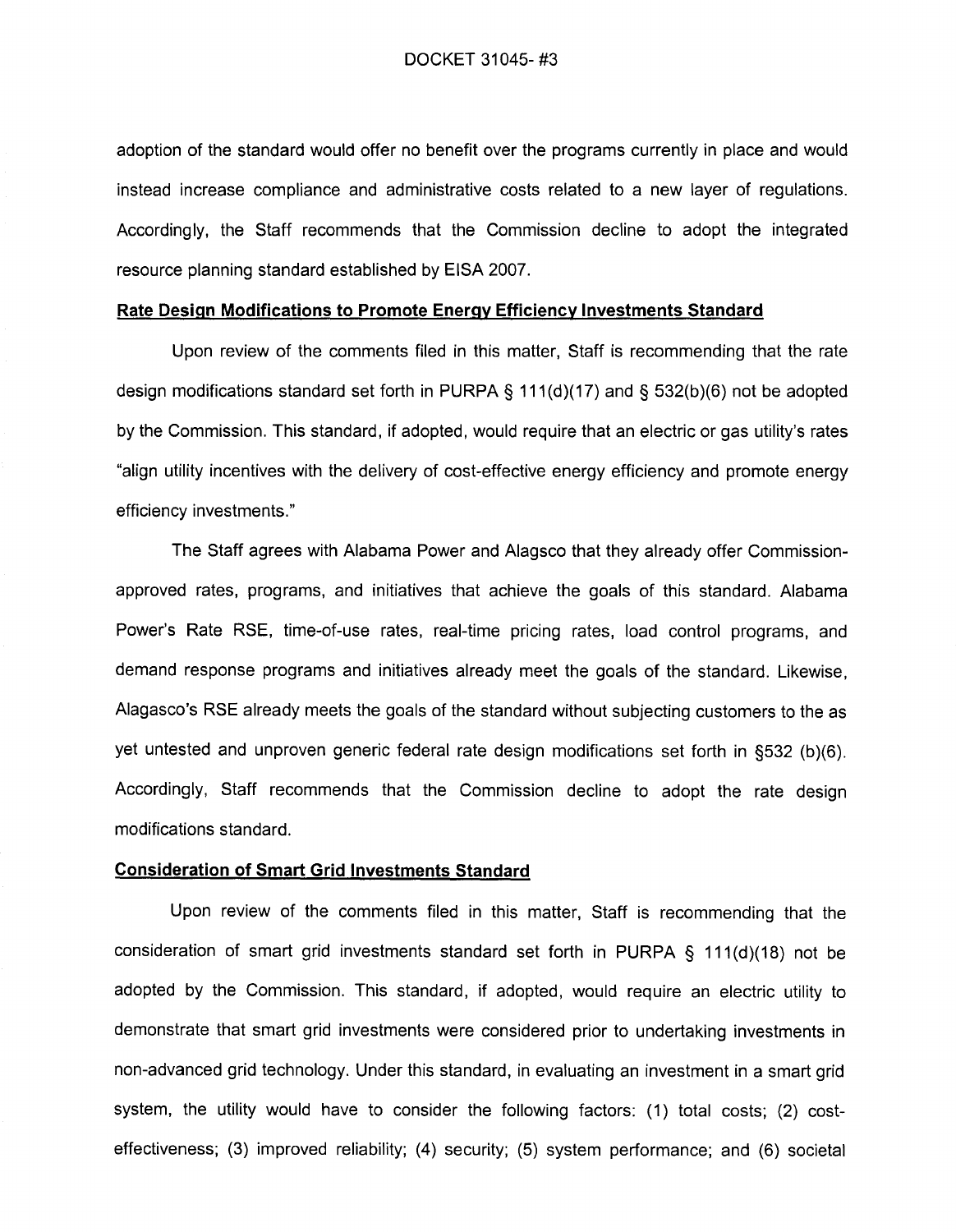adoption of the standard would offer no benefit over the programs currently in place and would instead increase compliance and administrative costs related to a new layer of regulations. Accordingly, the Staff recommends that the Commission decline to adopt the integrated resource planning standard established by EISA 2007.

**Rate Design Modifications to Promote Energy Efficiency Investments Standard**

Upon review of the comments filed in this matter, Staff is recommending that the rate design modifications standard set forth in PURPA § 111(d)(17) and § 532(b)(6) not be adopted by the Commission. This standard, if adopted, would require that an electric or gas utility's rates "align utility incentives with the delivery of cost-effective energy efficiency and promote energy efficiency investments."

The Staff agrees with Alabama Power and Alagsco that they already offer Commission-approved rates, programs, and initiatives that achieve the goals of this standard. Alabama Power's Rate RSE, time-of-use rates, real-time pricing rates, load control programs, and demand response programs and initiatives already meet the goals of the standard. Likewise, Alagasco's RSE already meets the goals of the standard without subjecting customers to the as yet untested and unproven generic federal rate design modifications set forth in §532 (b)(6). Accordingly, Staff recommends that the Commission decline to adopt the rate design modifications standard.

**Consideration of Smart Grid Investments Standard**

Upon review of the comments filed in this matter, Staff is recommending that the consideration of smart grid investments standard set forth in PURPA § 111(d)(18) not be adopted by the Commission. This standard, if adopted, would require an electric utility to demonstrate that smart grid investments were considered prior to undertaking investments in non-advanced grid technology. Under this standard, in evaluating an investment in a smart grid system, the utility would have to consider the following factors: (1) total costs; (2) cost-effectiveness; (3) improved reliability; (4) security; (5) system performance; and (6) societal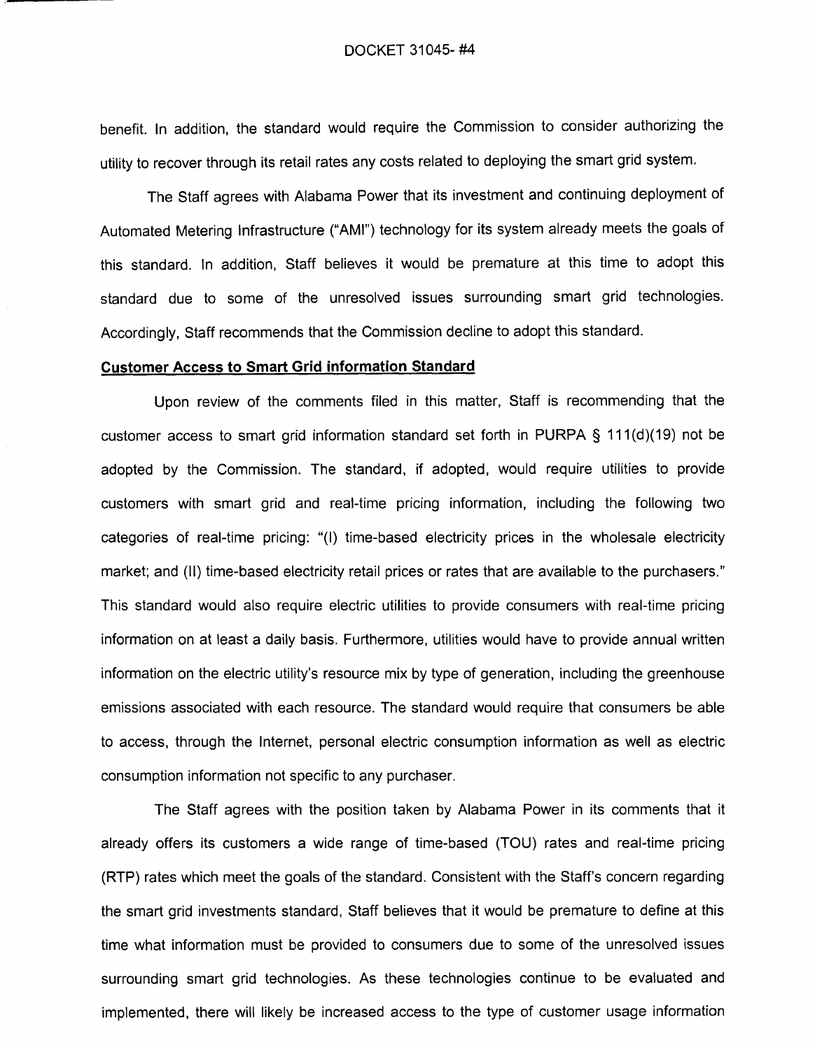benefit. In addition, the standard would require the Commission to consider authorizing the utility to recover through its retail rates any costs related to deploying the smart grid system.

The Staff agrees with Alabama Power that its investment and continuing deployment of Automated Metering Infrastructure ("AMI") technology for its system already meets the goals of this standard. In addition, Staff believes it would be premature at this time to adopt this standard due to some of the unresolved issues surrounding smart grid technologies. Accordingly, Staff recommends that the Commission decline to adopt this standard.

**Customer Access to Smart Grid information Standard**

Upon review of the comments filed in this matter, Staff is recommending that the customer access to smart grid information standard set forth in PURPA § 111(d)(19) not be adopted by the Commission. The standard, if adopted, would require utilities to provide customers with smart grid and real-time pricing information, including the following two categories of real-time pricing: "(I) time-based electricity prices in the wholesale electricity market; and (II) time-based electricity retail prices or rates that are available to the purchasers." This standard would also require electric utilities to provide consumers with real-time pricing information on at least a daily basis. Furthermore, utilities would have to provide annual written information on the electric utility's resource mix by type of generation, including the greenhouse emissions associated with each resource. The standard would require that consumers be able to access, through the Internet, personal electric consumption information as well as electric consumption information not specific to any purchaser.

The Staff agrees with the position taken by Alabama Power in its comments that it already offers its customers a wide range of time-based (TOU) rates and real-time pricing (RTP) rates which meet the goals of the standard. Consistent with the Staff's concern regarding the smart grid investments standard, Staff believes that it would be premature to define at this time what information must be provided to consumers due to some of the unresolved issues surrounding smart grid technologies. As these technologies continue to be evaluated and implemented, there will likely be increased access to the type of customer usage information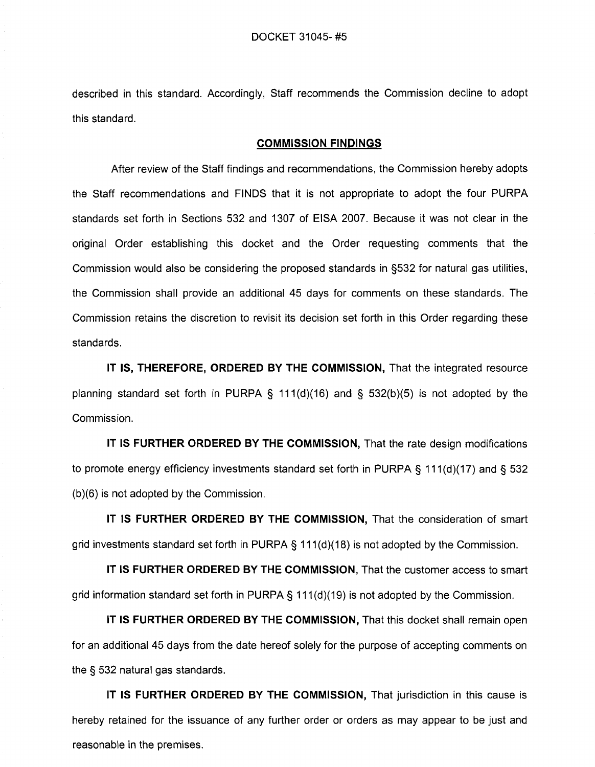described in this standard. Accordingly, Staff recommends the Commission decline to adopt this standard.

## COMMISSION FINDINGS

After review of the Staff findings and recommendations, the Commission hereby adopts the Staff recommendations and FINDS that it is not appropriate to adopt the four PURPA standards set forth in Sections 532 and 1307 of EISA 2007. Because it was not clear in the original Order establishing this docket and the Order requesting comments that the Commission would also be considering the proposed standards in §532 for natural gas utilities, the Commission shall provide an additional 45 days for comments on these standards. The Commission retains the discretion to revisit its decision set forth in this Order regarding these standards.

**IT IS, THEREFORE, ORDERED BY THE COMMISSION,** That the integrated resource planning standard set forth in PURPA § 111(d)(16) and § 532(b)(5) is not adopted by the Commission.

**IT IS FURTHER ORDERED BY THE COMMISSION,** That the rate design modifications to promote energy efficiency investments standard set forth in PURPA § 111(d)(17) and § 532 (b)(6) is not adopted by the Commission.

**IT IS FURTHER ORDERED BY THE COMMISSION,** That the consideration of smart grid investments standard set forth in PURPA § 111(d)(18) is not adopted by the Commission.

**IT IS FURTHER ORDERED BY THE COMMISSION**, That the customer access to smart grid information standard set forth in PURPA § 111(d)(19) is not adopted by the Commission.

**IT IS FURTHER ORDERED BY THE COMMISSION,** That this docket shall remain open for an additional 45 days from the date hereof solely for the purpose of accepting comments on the § 532 natural gas standards.

**IT IS FURTHER ORDERED BY THE COMMISSION,** That jurisdiction in this cause is hereby retained for the issuance of any further order or orders as may appear to be just and reasonable in the premises.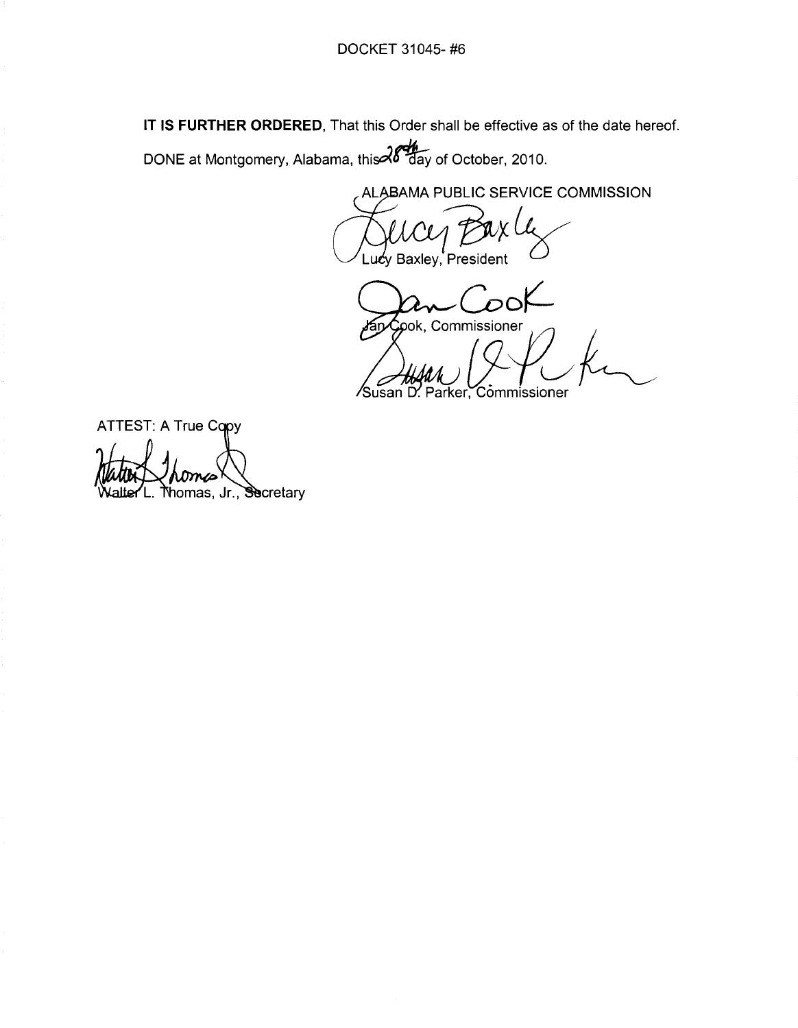DOCKET 31045- #6

**IT IS FURTHER ORDERED**, That this Order shall be effective as of the date hereof.

DONE at Montgomery, Alabama, this 28th day of October, 2010.

ALABAMA PUBLIC SERVICE COMMISSION

Lucy Baxley, President

Jan Cook, Commissioner

Susan D. Parker, Commissioner

ATTEST: A True Copy

Walter L. Thomas, Jr., Secretary